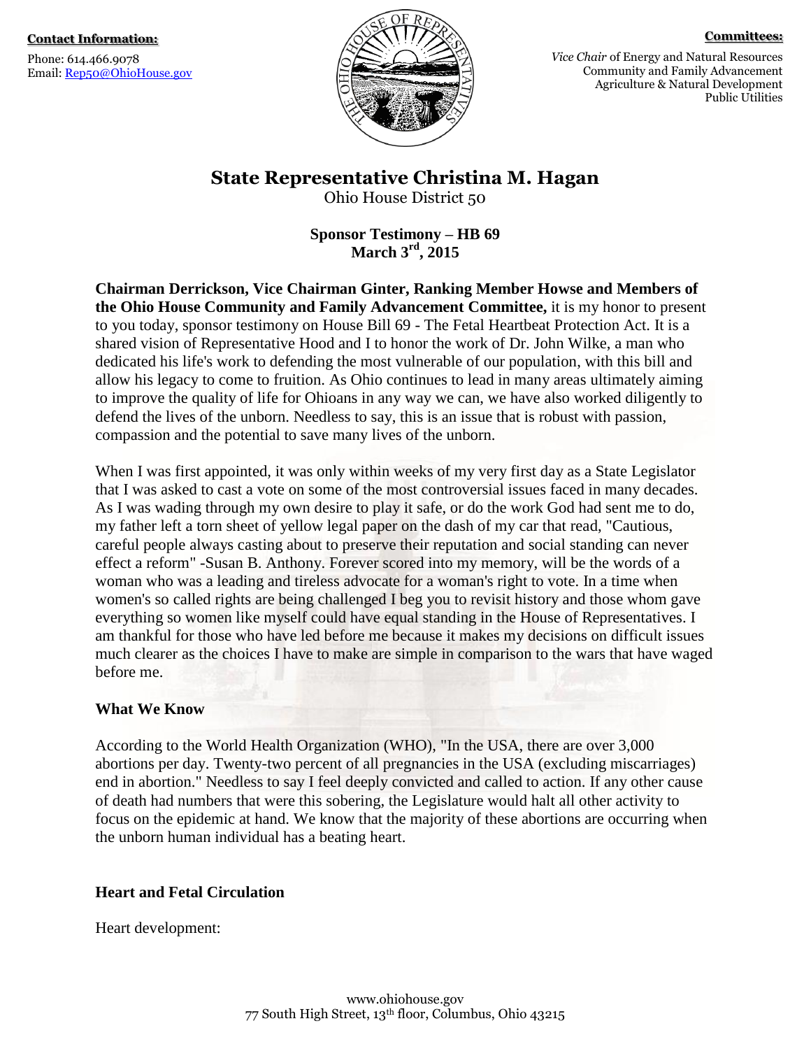**Contact Information:**

Phone: 614.466.9078
Email: Rep50@OhioHouse.gov

**Committees:**

*Vice Chair* of Energy and Natural Resources
Community and Family Advancement
Agriculture & Natural Development
Public Utilities

# State Representative Christina M. Hagan

Ohio House District 50

**Sponsor Testimony – HB 69**
**March 3rd, 2015**

**Chairman Derrickson, Vice Chairman Ginter, Ranking Member Howse and Members of the Ohio House Community and Family Advancement Committee,** it is my honor to present to you today, sponsor testimony on House Bill 69 - The Fetal Heartbeat Protection Act. It is a shared vision of Representative Hood and I to honor the work of Dr. John Wilke, a man who dedicated his life's work to defending the most vulnerable of our population, with this bill and allow his legacy to come to fruition. As Ohio continues to lead in many areas ultimately aiming to improve the quality of life for Ohioans in any way we can, we have also worked diligently to defend the lives of the unborn. Needless to say, this is an issue that is robust with passion, compassion and the potential to save many lives of the unborn.

When I was first appointed, it was only within weeks of my very first day as a State Legislator that I was asked to cast a vote on some of the most controversial issues faced in many decades. As I was wading through my own desire to play it safe, or do the work God had sent me to do, my father left a torn sheet of yellow legal paper on the dash of my car that read, "Cautious, careful people always casting about to preserve their reputation and social standing can never effect a reform" -Susan B. Anthony. Forever scored into my memory, will be the words of a woman who was a leading and tireless advocate for a woman's right to vote. In a time when women's so called rights are being challenged I beg you to revisit history and those whom gave everything so women like myself could have equal standing in the House of Representatives. I am thankful for those who have led before me because it makes my decisions on difficult issues much clearer as the choices I have to make are simple in comparison to the wars that have waged before me.

### What We Know

According to the World Health Organization (WHO), "In the USA, there are over 3,000 abortions per day. Twenty-two percent of all pregnancies in the USA (excluding miscarriages) end in abortion." Needless to say I feel deeply convicted and called to action. If any other cause of death had numbers that were this sobering, the Legislature would halt all other activity to focus on the epidemic at hand. We know that the majority of these abortions are occurring when the unborn human individual has a beating heart.

### Heart and Fetal Circulation

Heart development: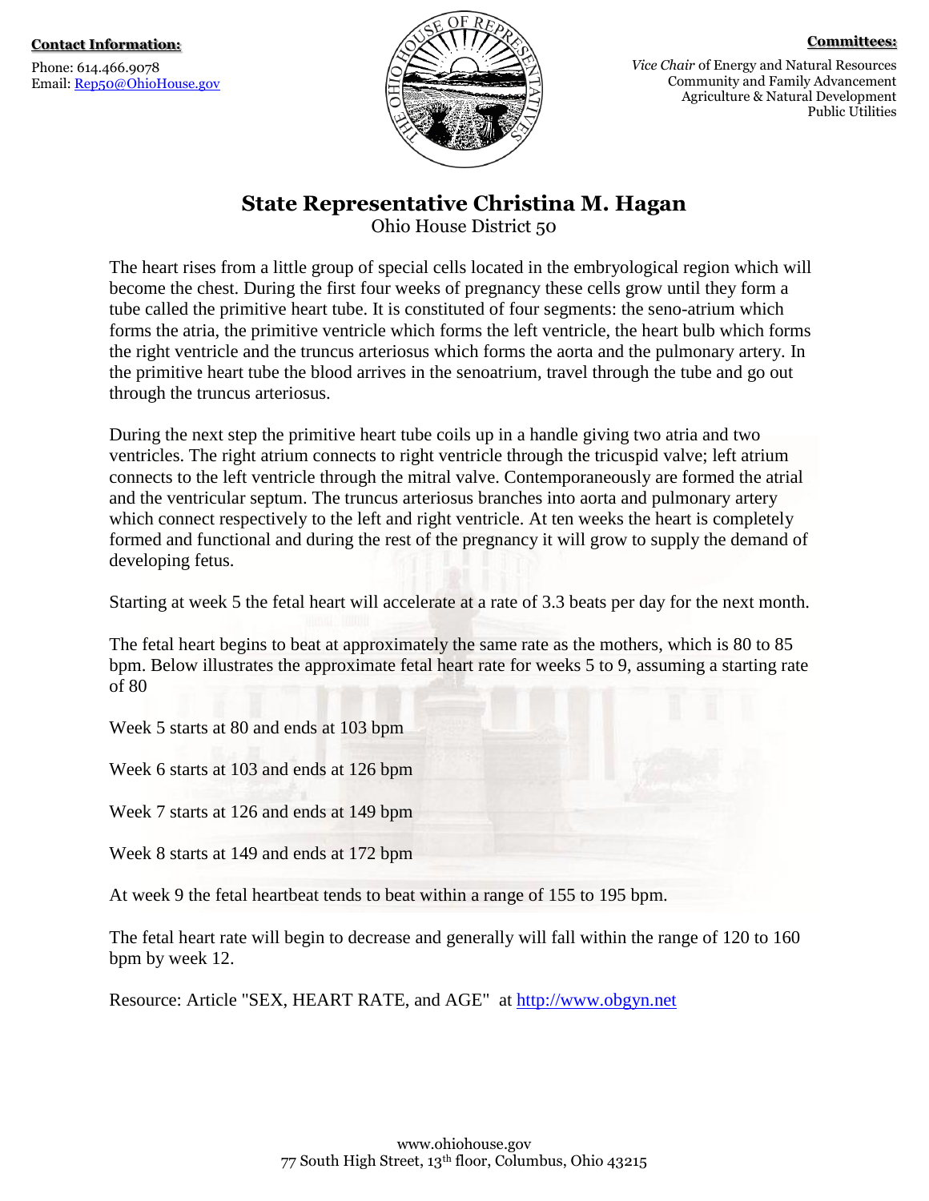**Contact Information:**

Phone: 614.466.9078
Email: Rep50@OhioHouse.gov

**Committees:**

*Vice Chair* of Energy and Natural Resources
Community and Family Advancement
Agriculture & Natural Development
Public Utilities

# State Representative Christina M. Hagan

Ohio House District 50

The heart rises from a little group of special cells located in the embryological region which will become the chest. During the first four weeks of pregnancy these cells grow until they form a tube called the primitive heart tube. It is constituted of four segments: the seno-atrium which forms the atria, the primitive ventricle which forms the left ventricle, the heart bulb which forms the right ventricle and the truncus arteriosus which forms the aorta and the pulmonary artery. In the primitive heart tube the blood arrives in the senoatrium, travel through the tube and go out through the truncus arteriosus.

During the next step the primitive heart tube coils up in a handle giving two atria and two ventricles. The right atrium connects to right ventricle through the tricuspid valve; left atrium connects to the left ventricle through the mitral valve. Contemporaneously are formed the atrial and the ventricular septum. The truncus arteriosus branches into aorta and pulmonary artery which connect respectively to the left and right ventricle. At ten weeks the heart is completely formed and functional and during the rest of the pregnancy it will grow to supply the demand of developing fetus.

Starting at week 5 the fetal heart will accelerate at a rate of 3.3 beats per day for the next month.

The fetal heart begins to beat at approximately the same rate as the mothers, which is 80 to 85 bpm. Below illustrates the approximate fetal heart rate for weeks 5 to 9, assuming a starting rate of 80

Week 5 starts at 80 and ends at 103 bpm

Week 6 starts at 103 and ends at 126 bpm

Week 7 starts at 126 and ends at 149 bpm

Week 8 starts at 149 and ends at 172 bpm

At week 9 the fetal heartbeat tends to beat within a range of 155 to 195 bpm.

The fetal heart rate will begin to decrease and generally will fall within the range of 120 to 160 bpm by week 12.

Resource: Article "SEX, HEART RATE, and AGE" at http://www.obgyn.net

www.ohiohouse.gov
77 South High Street, 13th floor, Columbus, Ohio 43215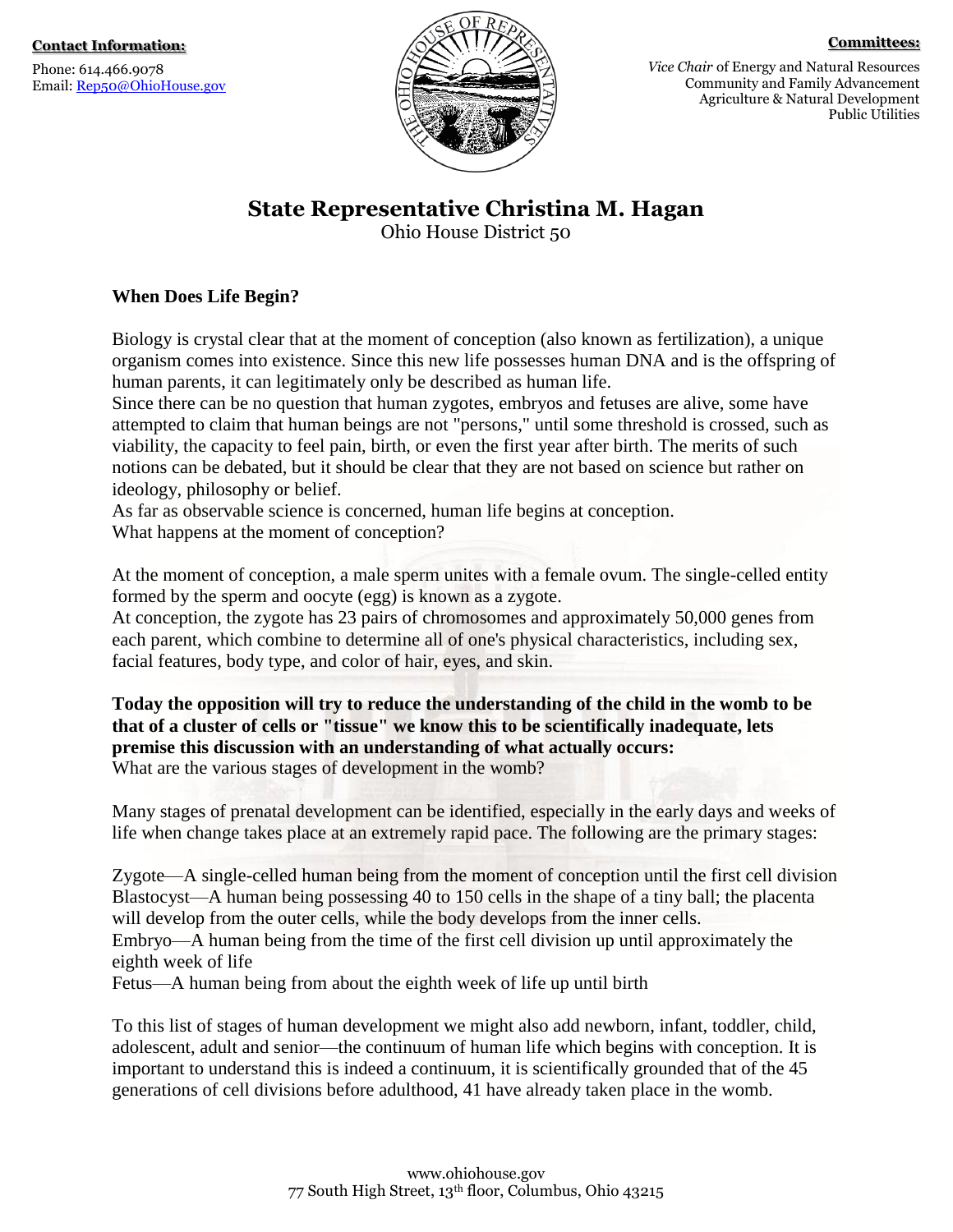**Contact Information:**

Phone: 614.466.9078
Email: Rep50@OhioHouse.gov

**Committees:**

*Vice Chair* of Energy and Natural Resources
Community and Family Advancement
Agriculture & Natural Development
Public Utilities

# State Representative Christina M. Hagan

Ohio House District 50

**When Does Life Begin?**

Biology is crystal clear that at the moment of conception (also known as fertilization), a unique organism comes into existence. Since this new life possesses human DNA and is the offspring of human parents, it can legitimately only be described as human life.
Since there can be no question that human zygotes, embryos and fetuses are alive, some have attempted to claim that human beings are not "persons," until some threshold is crossed, such as viability, the capacity to feel pain, birth, or even the first year after birth. The merits of such notions can be debated, but it should be clear that they are not based on science but rather on ideology, philosophy or belief.
As far as observable science is concerned, human life begins at conception.
What happens at the moment of conception?

At the moment of conception, a male sperm unites with a female ovum. The single-celled entity formed by the sperm and oocyte (egg) is known as a zygote.
At conception, the zygote has 23 pairs of chromosomes and approximately 50,000 genes from each parent, which combine to determine all of one's physical characteristics, including sex, facial features, body type, and color of hair, eyes, and skin.

**Today the opposition will try to reduce the understanding of the child in the womb to be that of a cluster of cells or "tissue" we know this to be scientifically inadequate, lets premise this discussion with an understanding of what actually occurs:**
What are the various stages of development in the womb?

Many stages of prenatal development can be identified, especially in the early days and weeks of life when change takes place at an extremely rapid pace. The following are the primary stages:

Zygote—A single-celled human being from the moment of conception until the first cell division
Blastocyst—A human being possessing 40 to 150 cells in the shape of a tiny ball; the placenta will develop from the outer cells, while the body develops from the inner cells.
Embryo—A human being from the time of the first cell division up until approximately the eighth week of life
Fetus—A human being from about the eighth week of life up until birth

To this list of stages of human development we might also add newborn, infant, toddler, child, adolescent, adult and senior—the continuum of human life which begins with conception. It is important to understand this is indeed a continuum, it is scientifically grounded that of the 45 generations of cell divisions before adulthood, 41 have already taken place in the womb.

www.ohiohouse.gov
77 South High Street, 13th floor, Columbus, Ohio 43215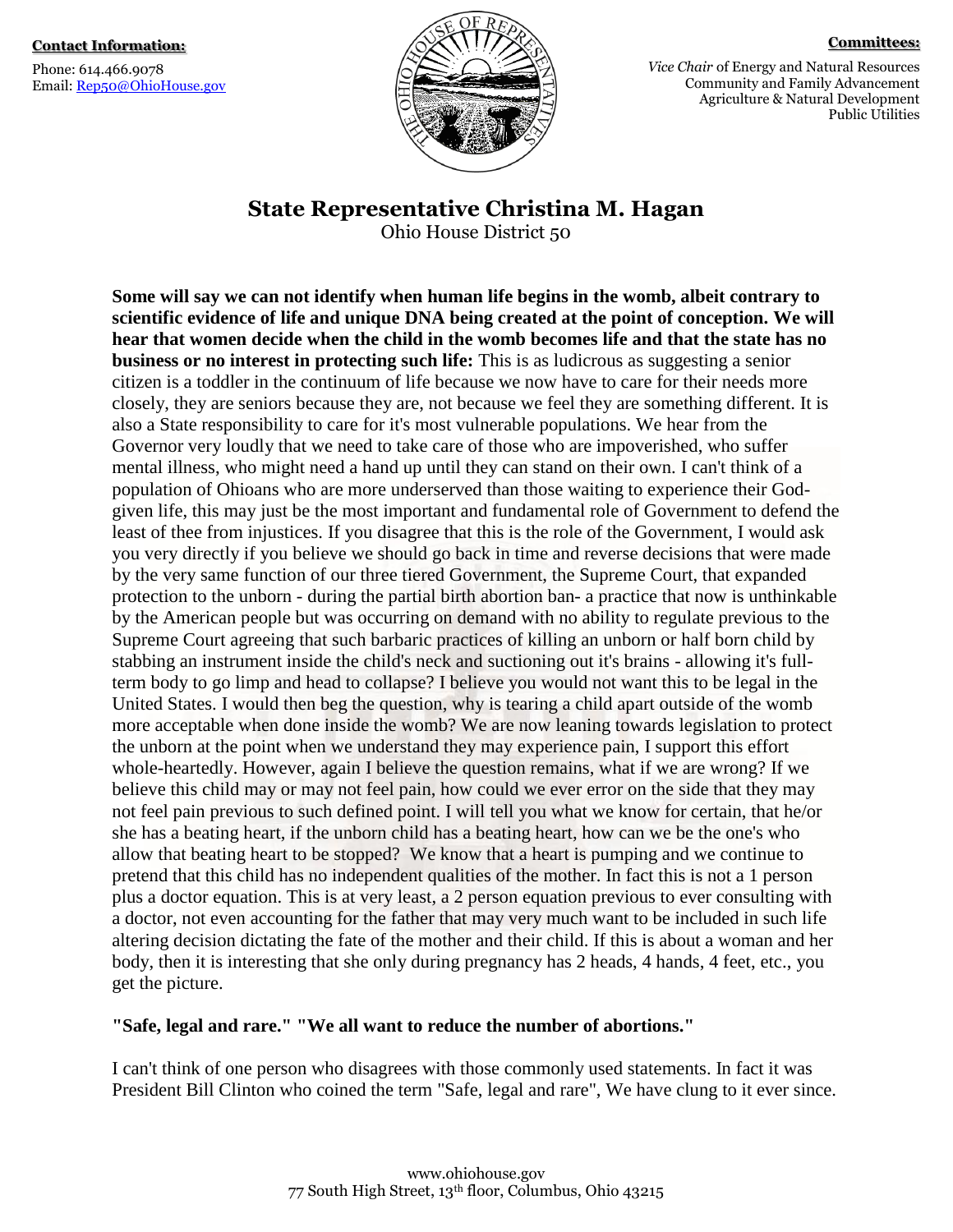**Contact Information:**

Phone: 614.466.9078
Email: Rep50@OhioHouse.gov

**Committees:**

*Vice Chair* of Energy and Natural Resources
Community and Family Advancement
Agriculture & Natural Development
Public Utilities

## State Representative Christina M. Hagan

Ohio House District 50

**Some will say we can not identify when human life begins in the womb, albeit contrary to scientific evidence of life and unique DNA being created at the point of conception. We will hear that women decide when the child in the womb becomes life and that the state has no business or no interest in protecting such life:** This is as ludicrous as suggesting a senior citizen is a toddler in the continuum of life because we now have to care for their needs more closely, they are seniors because they are, not because we feel they are something different. It is also a State responsibility to care for it's most vulnerable populations. We hear from the Governor very loudly that we need to take care of those who are impoverished, who suffer mental illness, who might need a hand up until they can stand on their own. I can't think of a population of Ohioans who are more underserved than those waiting to experience their God-given life, this may just be the most important and fundamental role of Government to defend the least of thee from injustices. If you disagree that this is the role of the Government, I would ask you very directly if you believe we should go back in time and reverse decisions that were made by the very same function of our three tiered Government, the Supreme Court, that expanded protection to the unborn - during the partial birth abortion ban- a practice that now is unthinkable by the American people but was occurring on demand with no ability to regulate previous to the Supreme Court agreeing that such barbaric practices of killing an unborn or half born child by stabbing an instrument inside the child's neck and suctioning out it's brains - allowing it's full-term body to go limp and head to collapse? I believe you would not want this to be legal in the United States. I would then beg the question, why is tearing a child apart outside of the womb more acceptable when done inside the womb? We are now leaning towards legislation to protect the unborn at the point when we understand they may experience pain, I support this effort whole-heartedly. However, again I believe the question remains, what if we are wrong? If we believe this child may or may not feel pain, how could we ever error on the side that they may not feel pain previous to such defined point. I will tell you what we know for certain, that he/or she has a beating heart, if the unborn child has a beating heart, how can we be the one's who allow that beating heart to be stopped? We know that a heart is pumping and we continue to pretend that this child has no independent qualities of the mother. In fact this is not a 1 person plus a doctor equation. This is at very least, a 2 person equation previous to ever consulting with a doctor, not even accounting for the father that may very much want to be included in such life altering decision dictating the fate of the mother and their child. If this is about a woman and her body, then it is interesting that she only during pregnancy has 2 heads, 4 hands, 4 feet, etc., you get the picture.

**"Safe, legal and rare." "We all want to reduce the number of abortions."**

I can't think of one person who disagrees with those commonly used statements. In fact it was President Bill Clinton who coined the term "Safe, legal and rare", We have clung to it ever since.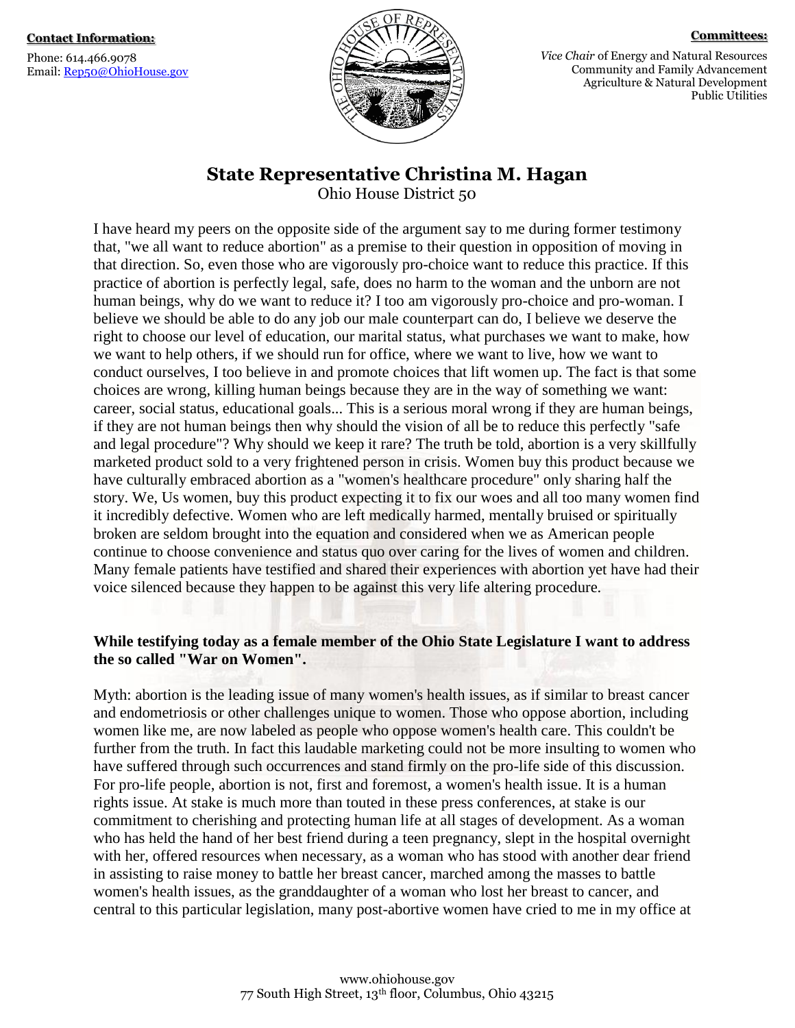I have heard my peers on the opposite side of the argument say to me during former testimony that, "we all want to reduce abortion" as a premise to their question in opposition of moving in that direction. So, even those who are vigorously pro-choice want to reduce this practice. If this practice of abortion is perfectly legal, safe, does no harm to the woman and the unborn are not human beings, why do we want to reduce it? I too am vigorously pro-choice and pro-woman. I believe we should be able to do any job our male counterpart can do, I believe we deserve the right to choose our level of education, our marital status, what purchases we want to make, how we want to help others, if we should run for office, where we want to live, how we want to conduct ourselves, I too believe in and promote choices that lift women up. The fact is that some choices are wrong, killing human beings because they are in the way of something we want: career, social status, educational goals... This is a serious moral wrong if they are human beings, if they are not human beings then why should the vision of all be to reduce this perfectly "safe and legal procedure"? Why should we keep it rare? The truth be told, abortion is a very skillfully marketed product sold to a very frightened person in crisis. Women buy this product because we have culturally embraced abortion as a "women's healthcare procedure" only sharing half the story. We, Us women, buy this product expecting it to fix our woes and all too many women find it incredibly defective. Women who are left medically harmed, mentally bruised or spiritually broken are seldom brought into the equation and considered when we as American people continue to choose convenience and status quo over caring for the lives of women and children. Many female patients have testified and shared their experiences with abortion yet have had their voice silenced because they happen to be against this very life altering procedure.

**While testifying today as a female member of the Ohio State Legislature I want to address the so called "War on Women".**

Myth: abortion is the leading issue of many women's health issues, as if similar to breast cancer and endometriosis or other challenges unique to women. Those who oppose abortion, including women like me, are now labeled as people who oppose women's health care. This couldn't be further from the truth. In fact this laudable marketing could not be more insulting to women who have suffered through such occurrences and stand firmly on the pro-life side of this discussion. For pro-life people, abortion is not, first and foremost, a women's health issue. It is a human rights issue. At stake is much more than touted in these press conferences, at stake is our commitment to cherishing and protecting human life at all stages of development. As a woman who has held the hand of her best friend during a teen pregnancy, slept in the hospital overnight with her, offered resources when necessary, as a woman who has stood with another dear friend in assisting to raise money to battle her breast cancer, marched among the masses to battle women's health issues, as the granddaughter of a woman who lost her breast to cancer, and central to this particular legislation, many post-abortive women have cried to me in my office at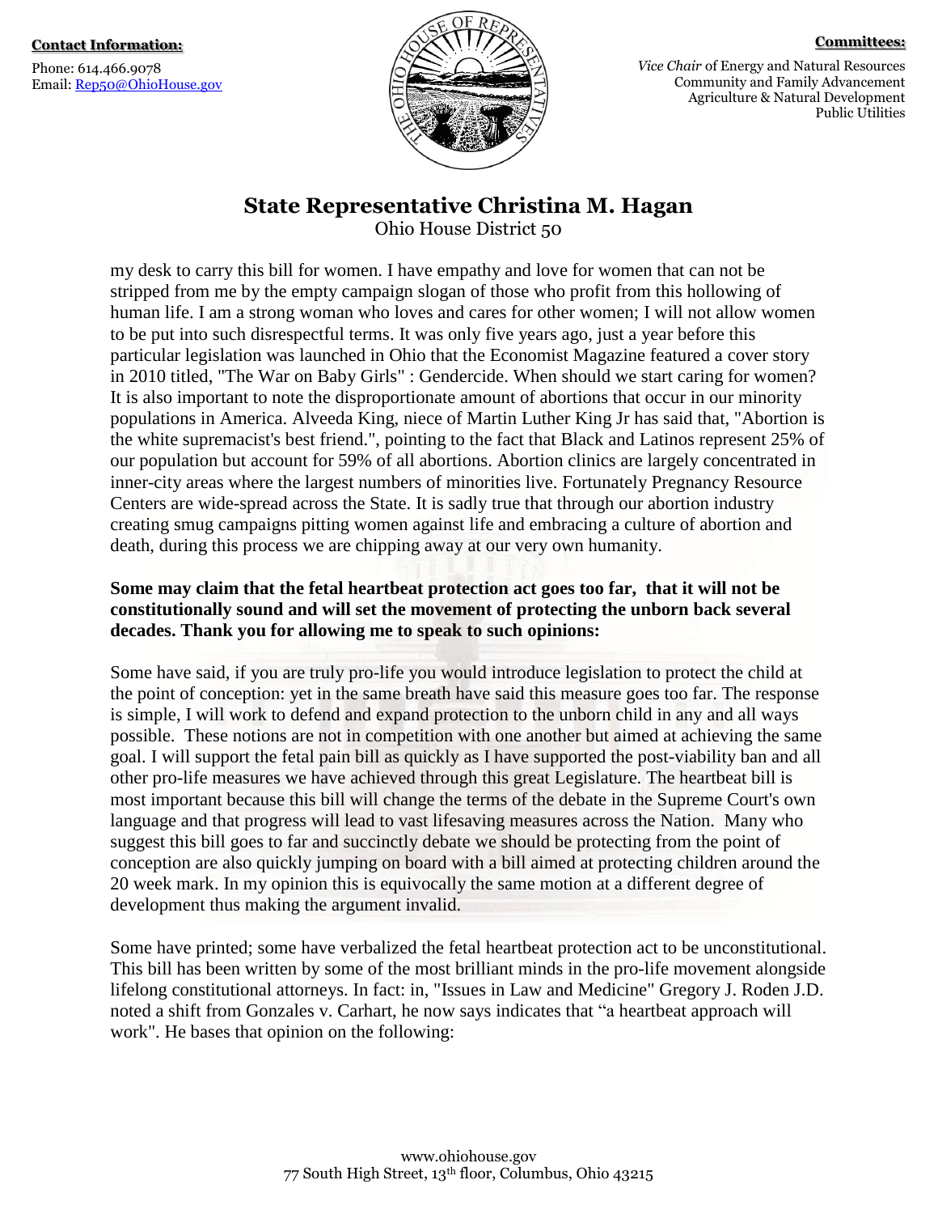my desk to carry this bill for women. I have empathy and love for women that can not be stripped from me by the empty campaign slogan of those who profit from this hollowing of human life. I am a strong woman who loves and cares for other women; I will not allow women to be put into such disrespectful terms. It was only five years ago, just a year before this particular legislation was launched in Ohio that the Economist Magazine featured a cover story in 2010 titled, "The War on Baby Girls" : Gendercide. When should we start caring for women? It is also important to note the disproportionate amount of abortions that occur in our minority populations in America. Alveeda King, niece of Martin Luther King Jr has said that, "Abortion is the white supremacist's best friend.", pointing to the fact that Black and Latinos represent 25% of our population but account for 59% of all abortions. Abortion clinics are largely concentrated in inner-city areas where the largest numbers of minorities live. Fortunately Pregnancy Resource Centers are wide-spread across the State. It is sadly true that through our abortion industry creating smug campaigns pitting women against life and embracing a culture of abortion and death, during this process we are chipping away at our very own humanity.

**Some may claim that the fetal heartbeat protection act goes too far, that it will not be constitutionally sound and will set the movement of protecting the unborn back several decades. Thank you for allowing me to speak to such opinions:**

Some have said, if you are truly pro-life you would introduce legislation to protect the child at the point of conception: yet in the same breath have said this measure goes too far. The response is simple, I will work to defend and expand protection to the unborn child in any and all ways possible. These notions are not in competition with one another but aimed at achieving the same goal. I will support the fetal pain bill as quickly as I have supported the post-viability ban and all other pro-life measures we have achieved through this great Legislature. The heartbeat bill is most important because this bill will change the terms of the debate in the Supreme Court's own language and that progress will lead to vast lifesaving measures across the Nation. Many who suggest this bill goes to far and succinctly debate we should be protecting from the point of conception are also quickly jumping on board with a bill aimed at protecting children around the 20 week mark. In my opinion this is equivocally the same motion at a different degree of development thus making the argument invalid.

Some have printed; some have verbalized the fetal heartbeat protection act to be unconstitutional. This bill has been written by some of the most brilliant minds in the pro-life movement alongside lifelong constitutional attorneys. In fact: in, "Issues in Law and Medicine" Gregory J. Roden J.D. noted a shift from Gonzales v. Carhart, he now says indicates that “a heartbeat approach will work". He bases that opinion on the following: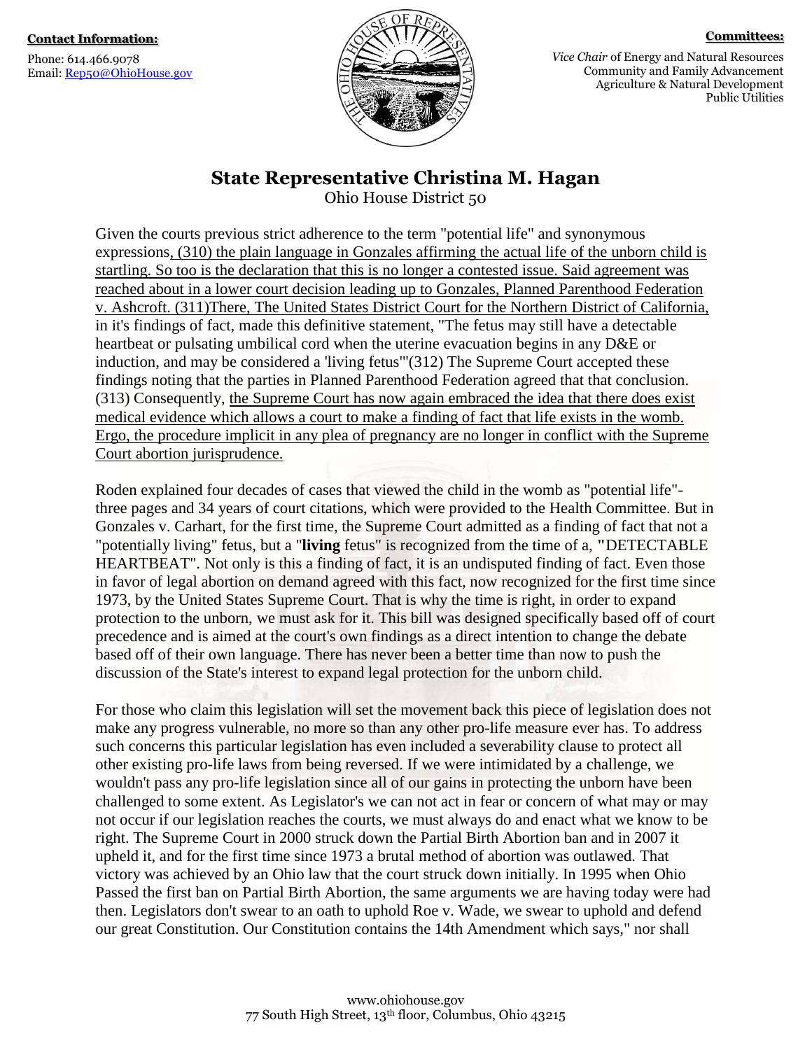**Contact Information:**

Phone: 614.466.9078
Email: Rep50@OhioHouse.gov

**Committees:**

*Vice Chair* of Energy and Natural Resources
Community and Family Advancement
Agriculture & Natural Development
Public Utilities

## State Representative Christina M. Hagan

Ohio House District 50

Given the courts previous strict adherence to the term "potential life" and synonymous expressions, (310) the plain language in Gonzales affirming the actual life of the unborn child is startling. So too is the declaration that this is no longer a contested issue. Said agreement was reached about in a lower court decision leading up to Gonzales, Planned Parenthood Federation v. Ashcroft. (311)There, The United States District Court for the Northern District of California, in it's findings of fact, made this definitive statement, "The fetus may still have a detectable heartbeat or pulsating umbilical cord when the uterine evacuation begins in any D&E or induction, and may be considered a 'living fetus'"(312) The Supreme Court accepted these findings noting that the parties in Planned Parenthood Federation agreed that that conclusion. (313) Consequently, the Supreme Court has now again embraced the idea that there does exist medical evidence which allows a court to make a finding of fact that life exists in the womb. Ergo, the procedure implicit in any plea of pregnancy are no longer in conflict with the Supreme Court abortion jurisprudence.

Roden explained four decades of cases that viewed the child in the womb as "potential life"- three pages and 34 years of court citations, which were provided to the Health Committee. But in Gonzales v. Carhart, for the first time, the Supreme Court admitted as a finding of fact that not a "potentially living" fetus, but a "**living** fetus" is recognized from the time of a, **"**DETECTABLE HEARTBEAT". Not only is this a finding of fact, it is an undisputed finding of fact. Even those in favor of legal abortion on demand agreed with this fact, now recognized for the first time since 1973, by the United States Supreme Court. That is why the time is right, in order to expand protection to the unborn, we must ask for it. This bill was designed specifically based off of court precedence and is aimed at the court's own findings as a direct intention to change the debate based off of their own language. There has never been a better time than now to push the discussion of the State's interest to expand legal protection for the unborn child.

For those who claim this legislation will set the movement back this piece of legislation does not make any progress vulnerable, no more so than any other pro-life measure ever has. To address such concerns this particular legislation has even included a severability clause to protect all other existing pro-life laws from being reversed. If we were intimidated by a challenge, we wouldn't pass any pro-life legislation since all of our gains in protecting the unborn have been challenged to some extent. As Legislator's we can not act in fear or concern of what may or may not occur if our legislation reaches the courts, we must always do and enact what we know to be right. The Supreme Court in 2000 struck down the Partial Birth Abortion ban and in 2007 it upheld it, and for the first time since 1973 a brutal method of abortion was outlawed. That victory was achieved by an Ohio law that the court struck down initially. In 1995 when Ohio Passed the first ban on Partial Birth Abortion, the same arguments we are having today were had then. Legislators don't swear to an oath to uphold Roe v. Wade, we swear to uphold and defend our great Constitution. Our Constitution contains the 14th Amendment which says," nor shall

www.ohiohouse.gov
77 South High Street, 13th floor, Columbus, Ohio 43215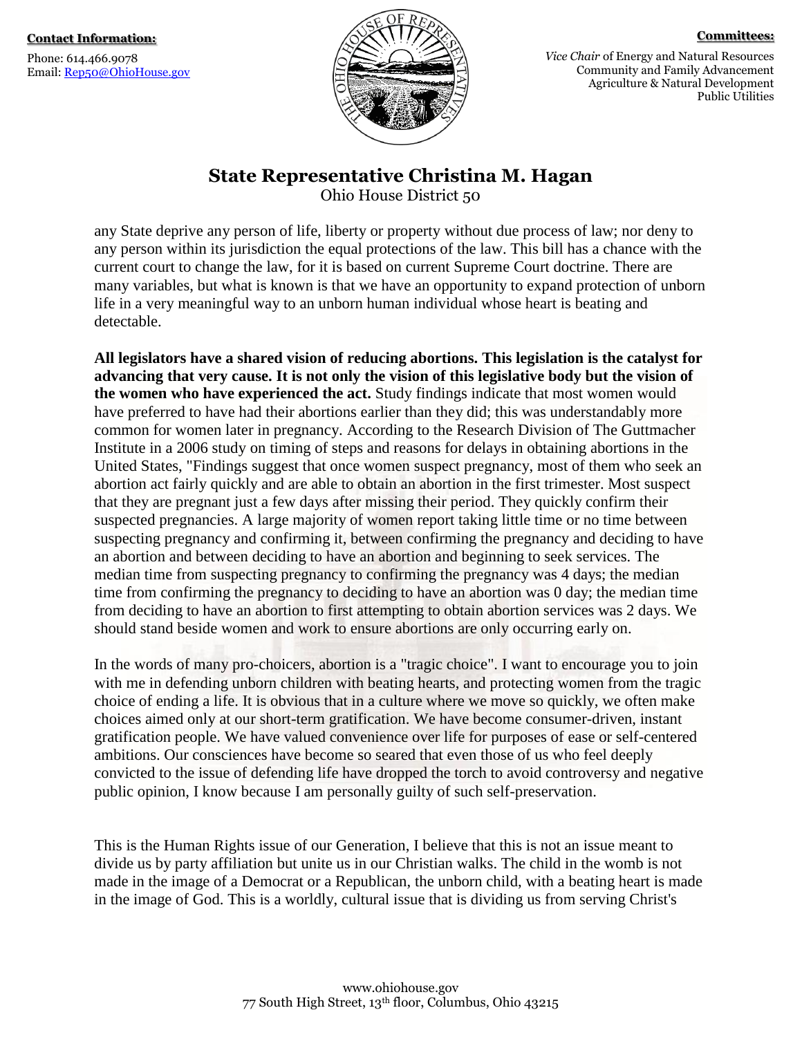any State deprive any person of life, liberty or property without due process of law; nor deny to any person within its jurisdiction the equal protections of the law. This bill has a chance with the current court to change the law, for it is based on current Supreme Court doctrine. There are many variables, but what is known is that we have an opportunity to expand protection of unborn life in a very meaningful way to an unborn human individual whose heart is beating and detectable.

**All legislators have a shared vision of reducing abortions. This legislation is the catalyst for advancing that very cause. It is not only the vision of this legislative body but the vision of the women who have experienced the act.** Study findings indicate that most women would have preferred to have had their abortions earlier than they did; this was understandably more common for women later in pregnancy. According to the Research Division of The Guttmacher Institute in a 2006 study on timing of steps and reasons for delays in obtaining abortions in the United States, "Findings suggest that once women suspect pregnancy, most of them who seek an abortion act fairly quickly and are able to obtain an abortion in the first trimester. Most suspect that they are pregnant just a few days after missing their period. They quickly confirm their suspected pregnancies. A large majority of women report taking little time or no time between suspecting pregnancy and confirming it, between confirming the pregnancy and deciding to have an abortion and between deciding to have an abortion and beginning to seek services. The median time from suspecting pregnancy to confirming the pregnancy was 4 days; the median time from confirming the pregnancy to deciding to have an abortion was 0 day; the median time from deciding to have an abortion to first attempting to obtain abortion services was 2 days. We should stand beside women and work to ensure abortions are only occurring early on.

In the words of many pro-choicers, abortion is a "tragic choice". I want to encourage you to join with me in defending unborn children with beating hearts, and protecting women from the tragic choice of ending a life. It is obvious that in a culture where we move so quickly, we often make choices aimed only at our short-term gratification. We have become consumer-driven, instant gratification people. We have valued convenience over life for purposes of ease or self-centered ambitions. Our consciences have become so seared that even those of us who feel deeply convicted to the issue of defending life have dropped the torch to avoid controversy and negative public opinion, I know because I am personally guilty of such self-preservation.

This is the Human Rights issue of our Generation, I believe that this is not an issue meant to divide us by party affiliation but unite us in our Christian walks. The child in the womb is not made in the image of a Democrat or a Republican, the unborn child, with a beating heart is made in the image of God. This is a worldly, cultural issue that is dividing us from serving Christ's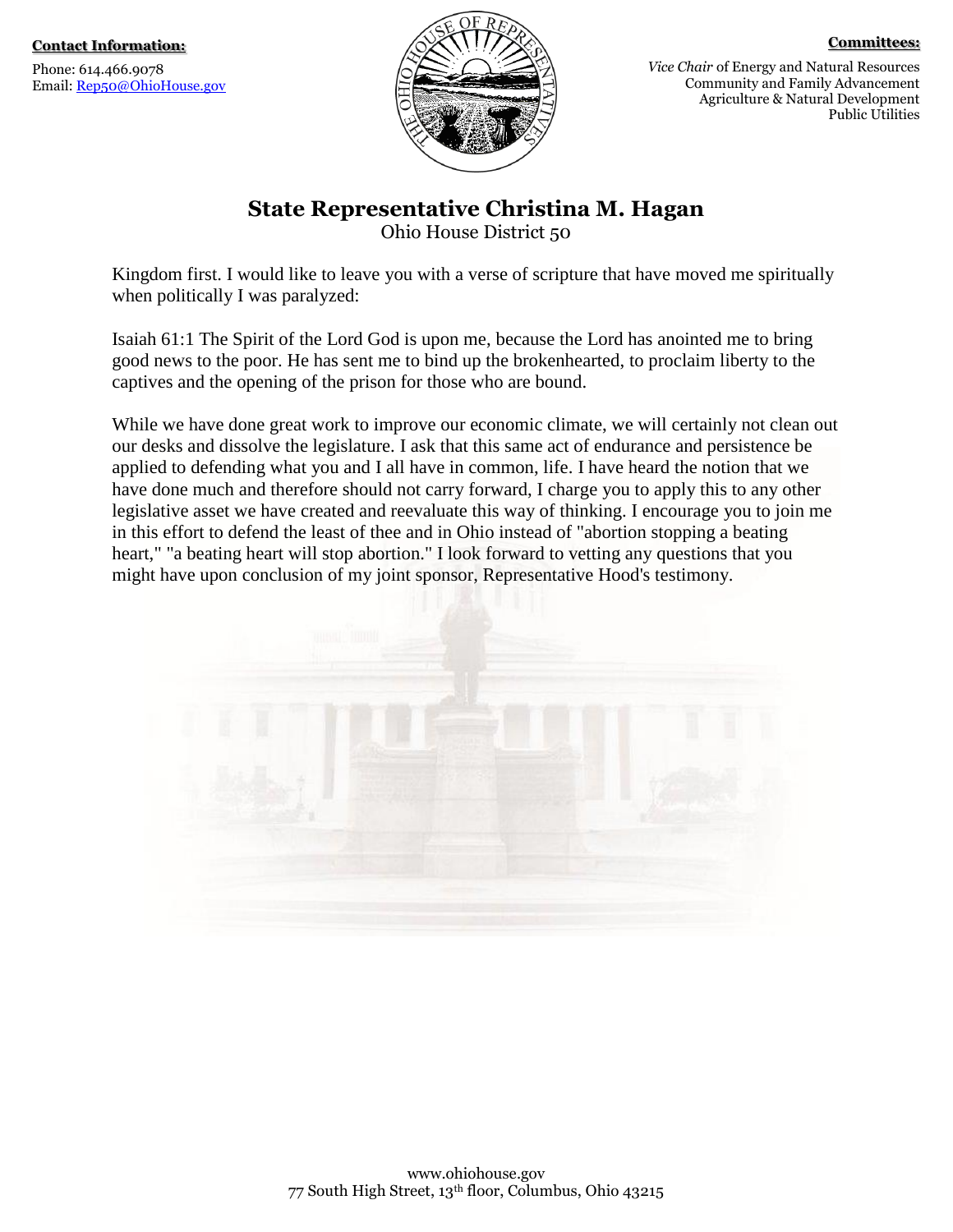**Contact Information:**

Phone: 614.466.9078
Email: Rep50@OhioHouse.gov

**Committees:**

*Vice Chair* of Energy and Natural Resources
Community and Family Advancement
Agriculture & Natural Development
Public Utilities

## State Representative Christina M. Hagan

Ohio House District 50

Kingdom first. I would like to leave you with a verse of scripture that have moved me spiritually when politically I was paralyzed:

Isaiah 61:1 The Spirit of the Lord God is upon me, because the Lord has anointed me to bring good news to the poor. He has sent me to bind up the brokenhearted, to proclaim liberty to the captives and the opening of the prison for those who are bound.

While we have done great work to improve our economic climate, we will certainly not clean out our desks and dissolve the legislature. I ask that this same act of endurance and persistence be applied to defending what you and I all have in common, life. I have heard the notion that we have done much and therefore should not carry forward, I charge you to apply this to any other legislative asset we have created and reevaluate this way of thinking. I encourage you to join me in this effort to defend the least of thee and in Ohio instead of "abortion stopping a beating heart," "a beating heart will stop abortion." I look forward to vetting any questions that you might have upon conclusion of my joint sponsor, Representative Hood's testimony.

www.ohiohouse.gov
77 South High Street, 13th floor, Columbus, Ohio 43215